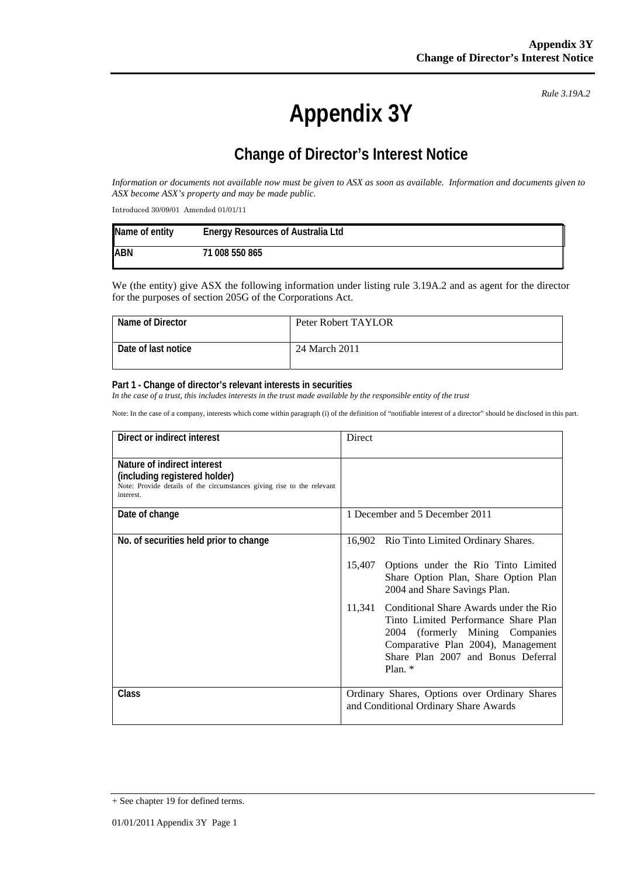*Rule 3.19A.2*

# Appendix 3Y

## Change of Director's Interest Notice

*Information or documents not available now must be given to ASX as soon as available. Information and documents given to ASX become ASX's property and may be made public.*

Introduced 30/09/01 Amended 01/01/11

| Name of entity | Energy Resources of Australia Ltd |
|---|---|
| ABN | 71 008 550 865 |

We (the entity) give ASX the following information under listing rule 3.19A.2 and as agent for the director for the purposes of section 205G of the Corporations Act.

| Name of Director | Peter Robert TAYLOR |
|---|---|
| Date of last notice | 24 March 2011 |

**Part 1 - Change of director's relevant interests in securities**

*In the case of a trust, this includes interests in the trust made available by the responsible entity of the trust*

Note: In the case of a company, interests which come within paragraph (i) of the definition of "notifiable interest of a director" should be disclosed in this part.

| Direct or indirect interest | Direct |
|---|---|
| **Nature of indirect interest (including registered holder)**<br>Note: Provide details of the circumstances giving rise to the relevant interest. | |
| Date of change | 1 December and 5 December 2011 |
| No. of securities held prior to change | 16,902 Rio Tinto Limited Ordinary Shares.<br><br>15,407 Options under the Rio Tinto Limited Share Option Plan, Share Option Plan 2004 and Share Savings Plan.<br><br>11,341 Conditional Share Awards under the Rio Tinto Limited Performance Share Plan 2004 (formerly Mining Companies Comparative Plan 2004), Management Share Plan 2007 and Bonus Deferral Plan. * |
| Class | Ordinary Shares, Options over Ordinary Shares and Conditional Ordinary Share Awards |

+ See chapter 19 for defined terms.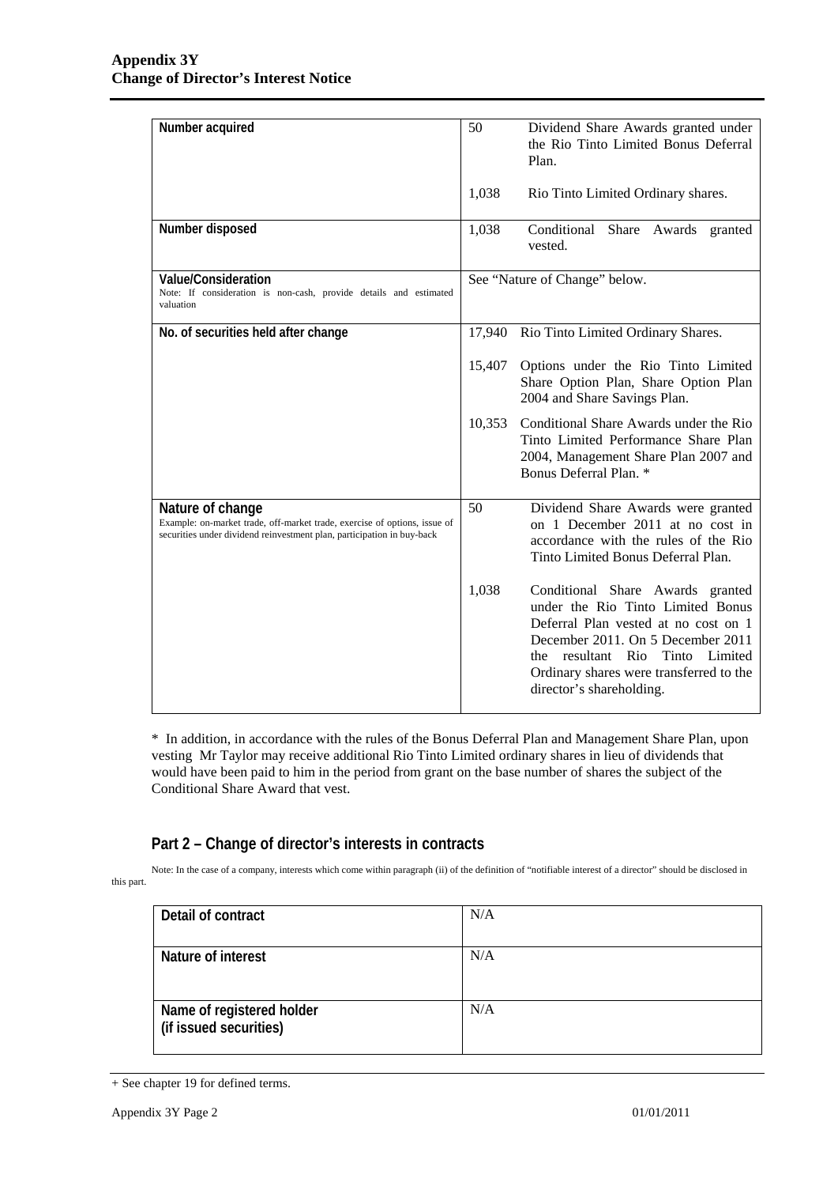| | |
|---|---|
| **Number acquired** | 50 Dividend Share Awards granted under the Rio Tinto Limited Bonus Deferral Plan.<br><br>1,038 Rio Tinto Limited Ordinary shares. |
| **Number disposed** | 1,038 Conditional Share Awards granted vested. |
| **Value/Consideration**<br>Note: If consideration is non-cash, provide details and estimated valuation | See "Nature of Change" below. |
| **No. of securities held after change** | 17,940 Rio Tinto Limited Ordinary Shares.<br><br>15,407 Options under the Rio Tinto Limited Share Option Plan, Share Option Plan 2004 and Share Savings Plan.<br><br>10,353 Conditional Share Awards under the Rio Tinto Limited Performance Share Plan 2004, Management Share Plan 2007 and Bonus Deferral Plan. * |
| **Nature of change**<br>Example: on-market trade, off-market trade, exercise of options, issue of securities under dividend reinvestment plan, participation in buy-back | 50 Dividend Share Awards were granted on 1 December 2011 at no cost in accordance with the rules of the Rio Tinto Limited Bonus Deferral Plan.<br><br>1,038 Conditional Share Awards granted under the Rio Tinto Limited Bonus Deferral Plan vested at no cost on 1 December 2011. On 5 December 2011 the resultant Rio Tinto Limited Ordinary shares were transferred to the director's shareholding. |

* In addition, in accordance with the rules of the Bonus Deferral Plan and Management Share Plan, upon vesting Mr Taylor may receive additional Rio Tinto Limited ordinary shares in lieu of dividends that would have been paid to him in the period from grant on the base number of shares the subject of the Conditional Share Award that vest.

## Part 2 – Change of director's interests in contracts

Note: In the case of a company, interests which come within paragraph (ii) of the definition of "notifiable interest of a director" should be disclosed in this part.

| | |
|---|---|
| **Detail of contract** | N/A |
| **Nature of interest** | N/A |
| **Name of registered holder (if issued securities)** | N/A |

+ See chapter 19 for defined terms.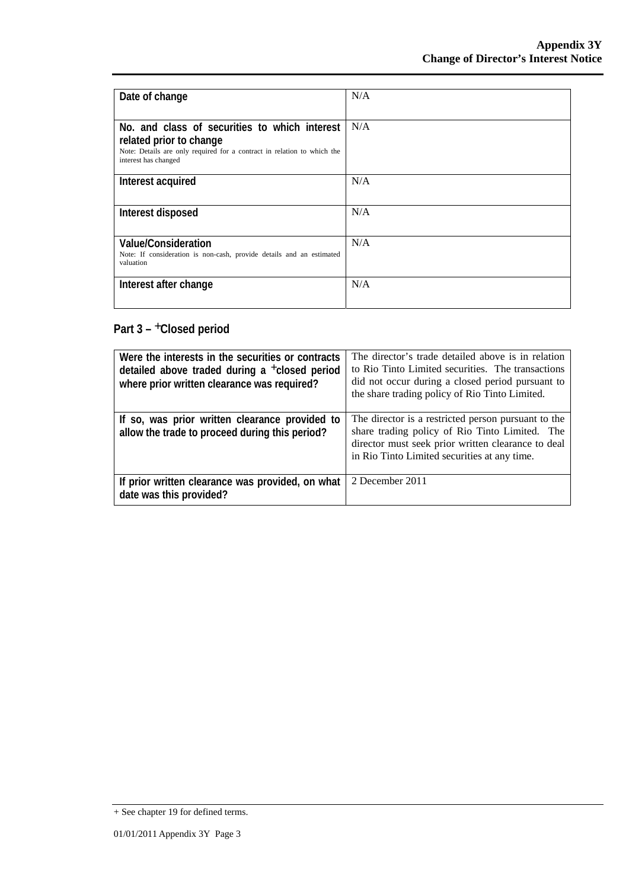| | |
|---|---|
| **Date of change** | N/A |
| **No. and class of securities to which interest related prior to change**<br>Note: Details are only required for a contract in relation to which the interest has changed | N/A |
| **Interest acquired** | N/A |
| **Interest disposed** | N/A |
| **Value/Consideration**<br>Note: If consideration is non-cash, provide details and an estimated valuation | N/A |
| **Interest after change** | N/A |

## Part 3 – +Closed period

| | |
|---|---|
| **Were the interests in the securities or contracts detailed above traded during a +closed period where prior written clearance was required?** | The director's trade detailed above is in relation to Rio Tinto Limited securities. The transactions did not occur during a closed period pursuant to the share trading policy of Rio Tinto Limited. |
| **If so, was prior written clearance provided to allow the trade to proceed during this period?** | The director is a restricted person pursuant to the share trading policy of Rio Tinto Limited. The director must seek prior written clearance to deal in Rio Tinto Limited securities at any time. |
| **If prior written clearance was provided, on what date was this provided?** | 2 December 2011 |

+ See chapter 19 for defined terms.